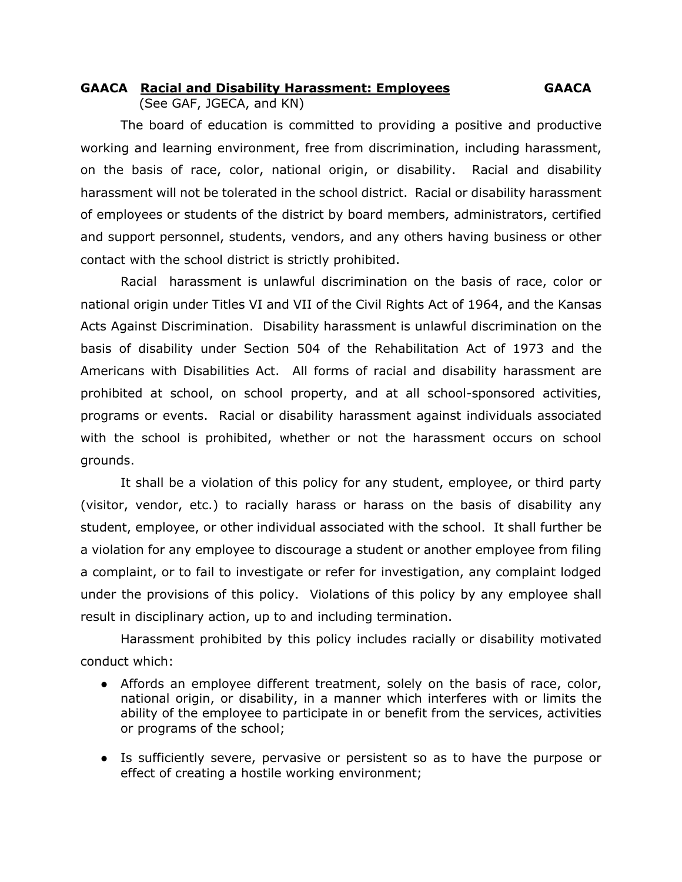# GAACA Racial and Disability Harassment: Employees GAACA

(See GAF, JGECA, and KN)

The board of education is committed to providing a positive and productive working and learning environment, free from discrimination, including harassment, on the basis of race, color, national origin, or disability. Racial and disability harassment will not be tolerated in the school district. Racial or disability harassment of employees or students of the district by board members, administrators, certified and support personnel, students, vendors, and any others having business or other contact with the school district is strictly prohibited.

Racial harassment is unlawful discrimination on the basis of race, color or national origin under Titles VI and VII of the Civil Rights Act of 1964, and the Kansas Acts Against Discrimination. Disability harassment is unlawful discrimination on the basis of disability under Section 504 of the Rehabilitation Act of 1973 and the Americans with Disabilities Act. All forms of racial and disability harassment are prohibited at school, on school property, and at all school-sponsored activities, programs or events. Racial or disability harassment against individuals associated with the school is prohibited, whether or not the harassment occurs on school grounds.

It shall be a violation of this policy for any student, employee, or third party (visitor, vendor, etc.) to racially harass or harass on the basis of disability any student, employee, or other individual associated with the school. It shall further be a violation for any employee to discourage a student or another employee from filing a complaint, or to fail to investigate or refer for investigation, any complaint lodged under the provisions of this policy. Violations of this policy by any employee shall result in disciplinary action, up to and including termination.

Harassment prohibited by this policy includes racially or disability motivated conduct which:

- Affords an employee different treatment, solely on the basis of race, color, national origin, or disability, in a manner which interferes with or limits the ability of the employee to participate in or benefit from the services, activities or programs of the school;
- Is sufficiently severe, pervasive or persistent so as to have the purpose or effect of creating a hostile working environment;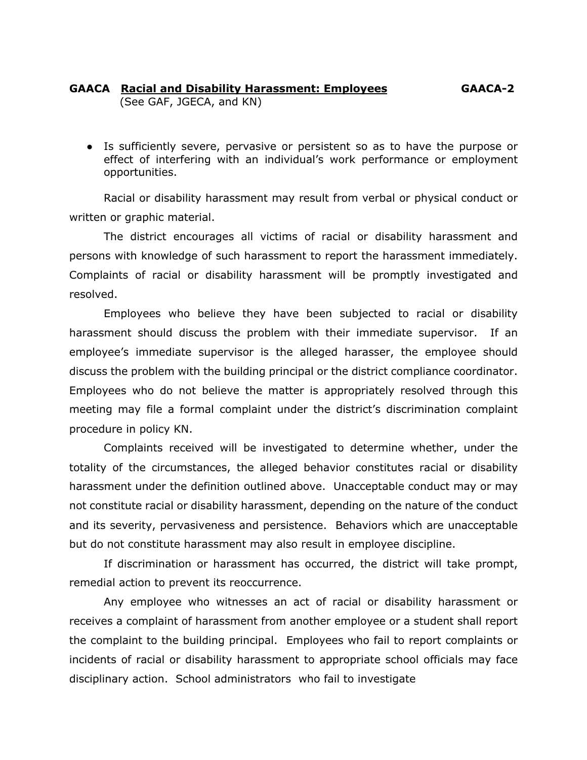- Is sufficiently severe, pervasive or persistent so as to have the purpose or effect of interfering with an individual's work performance or employment opportunities.

Racial or disability harassment may result from verbal or physical conduct or written or graphic material.

The district encourages all victims of racial or disability harassment and persons with knowledge of such harassment to report the harassment immediately. Complaints of racial or disability harassment will be promptly investigated and resolved.

Employees who believe they have been subjected to racial or disability harassment should discuss the problem with their immediate supervisor. If an employee's immediate supervisor is the alleged harasser, the employee should discuss the problem with the building principal or the district compliance coordinator. Employees who do not believe the matter is appropriately resolved through this meeting may file a formal complaint under the district's discrimination complaint procedure in policy KN.

Complaints received will be investigated to determine whether, under the totality of the circumstances, the alleged behavior constitutes racial or disability harassment under the definition outlined above. Unacceptable conduct may or may not constitute racial or disability harassment, depending on the nature of the conduct and its severity, pervasiveness and persistence. Behaviors which are unacceptable but do not constitute harassment may also result in employee discipline.

If discrimination or harassment has occurred, the district will take prompt, remedial action to prevent its reoccurrence.

Any employee who witnesses an act of racial or disability harassment or receives a complaint of harassment from another employee or a student shall report the complaint to the building principal. Employees who fail to report complaints or incidents of racial or disability harassment to appropriate school officials may face disciplinary action. School administrators who fail to investigate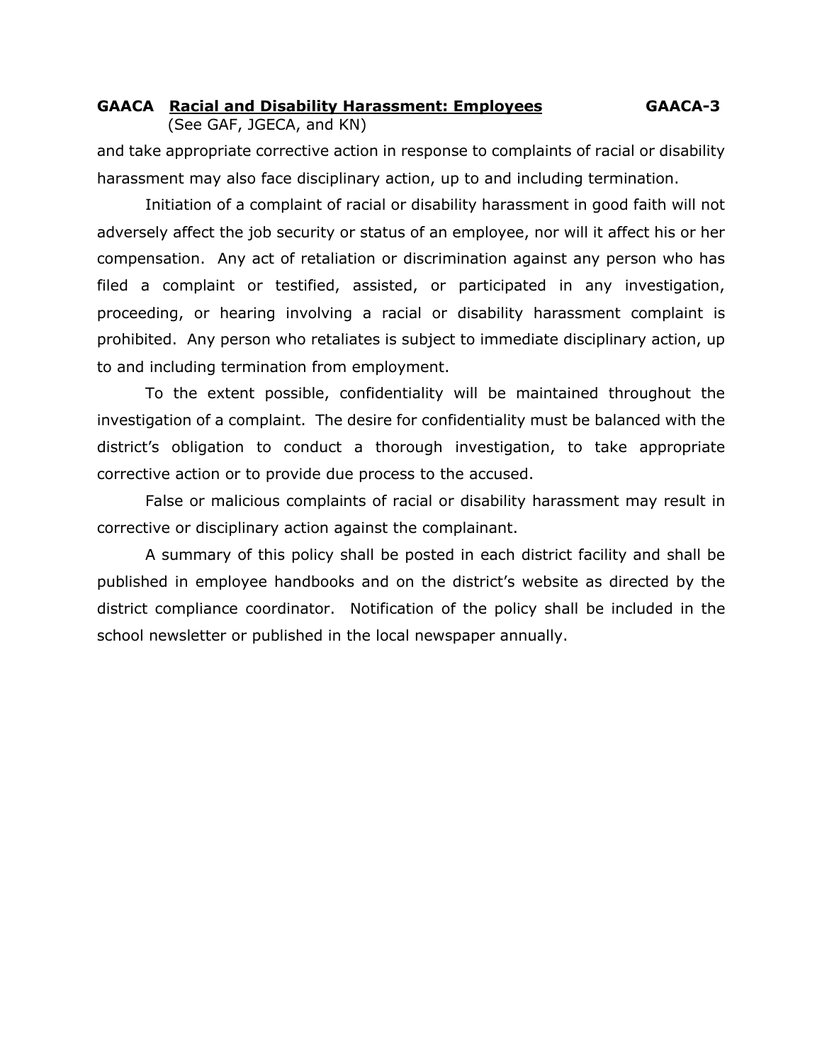and take appropriate corrective action in response to complaints of racial or disability harassment may also face disciplinary action, up to and including termination.

Initiation of a complaint of racial or disability harassment in good faith will not adversely affect the job security or status of an employee, nor will it affect his or her compensation. Any act of retaliation or discrimination against any person who has filed a complaint or testified, assisted, or participated in any investigation, proceeding, or hearing involving a racial or disability harassment complaint is prohibited. Any person who retaliates is subject to immediate disciplinary action, up to and including termination from employment.

To the extent possible, confidentiality will be maintained throughout the investigation of a complaint. The desire for confidentiality must be balanced with the district's obligation to conduct a thorough investigation, to take appropriate corrective action or to provide due process to the accused.

False or malicious complaints of racial or disability harassment may result in corrective or disciplinary action against the complainant.

A summary of this policy shall be posted in each district facility and shall be published in employee handbooks and on the district's website as directed by the district compliance coordinator. Notification of the policy shall be included in the school newsletter or published in the local newspaper annually.